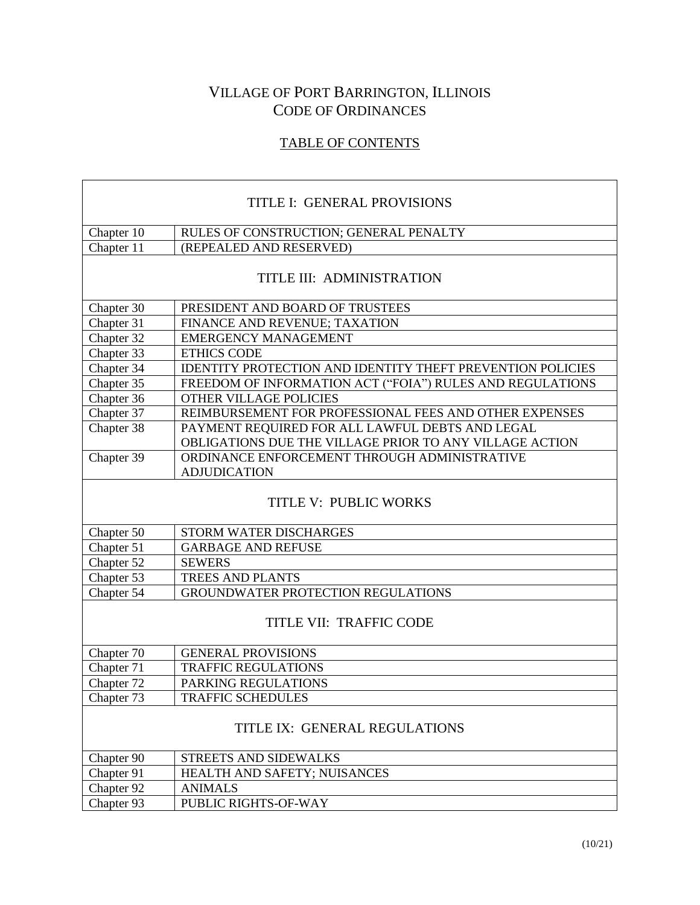# VILLAGE OF PORT BARRINGTON, ILLINOIS
# CODE OF ORDINANCES

## TABLE OF CONTENTS

| TITLE I: GENERAL PROVISIONS | |
|---|---|
| Chapter 10 | RULES OF CONSTRUCTION; GENERAL PENALTY |
| Chapter 11 | (REPEALED AND RESERVED) |
| **TITLE III: ADMINISTRATION** | |
| Chapter 30 | PRESIDENT AND BOARD OF TRUSTEES |
| Chapter 31 | FINANCE AND REVENUE; TAXATION |
| Chapter 32 | EMERGENCY MANAGEMENT |
| Chapter 33 | ETHICS CODE |
| Chapter 34 | IDENTITY PROTECTION AND IDENTITY THEFT PREVENTION POLICIES |
| Chapter 35 | FREEDOM OF INFORMATION ACT ("FOIA") RULES AND REGULATIONS |
| Chapter 36 | OTHER VILLAGE POLICIES |
| Chapter 37 | REIMBURSEMENT FOR PROFESSIONAL FEES AND OTHER EXPENSES |
| Chapter 38 | PAYMENT REQUIRED FOR ALL LAWFUL DEBTS AND LEGAL OBLIGATIONS DUE THE VILLAGE PRIOR TO ANY VILLAGE ACTION |
| Chapter 39 | ORDINANCE ENFORCEMENT THROUGH ADMINISTRATIVE ADJUDICATION |
| **TITLE V: PUBLIC WORKS** | |
| Chapter 50 | STORM WATER DISCHARGES |
| Chapter 51 | GARBAGE AND REFUSE |
| Chapter 52 | SEWERS |
| Chapter 53 | TREES AND PLANTS |
| Chapter 54 | GROUNDWATER PROTECTION REGULATIONS |
| **TITLE VII: TRAFFIC CODE** | |
| Chapter 70 | GENERAL PROVISIONS |
| Chapter 71 | TRAFFIC REGULATIONS |
| Chapter 72 | PARKING REGULATIONS |
| Chapter 73 | TRAFFIC SCHEDULES |
| **TITLE IX: GENERAL REGULATIONS** | |
| Chapter 90 | STREETS AND SIDEWALKS |
| Chapter 91 | HEALTH AND SAFETY; NUISANCES |
| Chapter 92 | ANIMALS |
| Chapter 93 | PUBLIC RIGHTS-OF-WAY |

(10/21)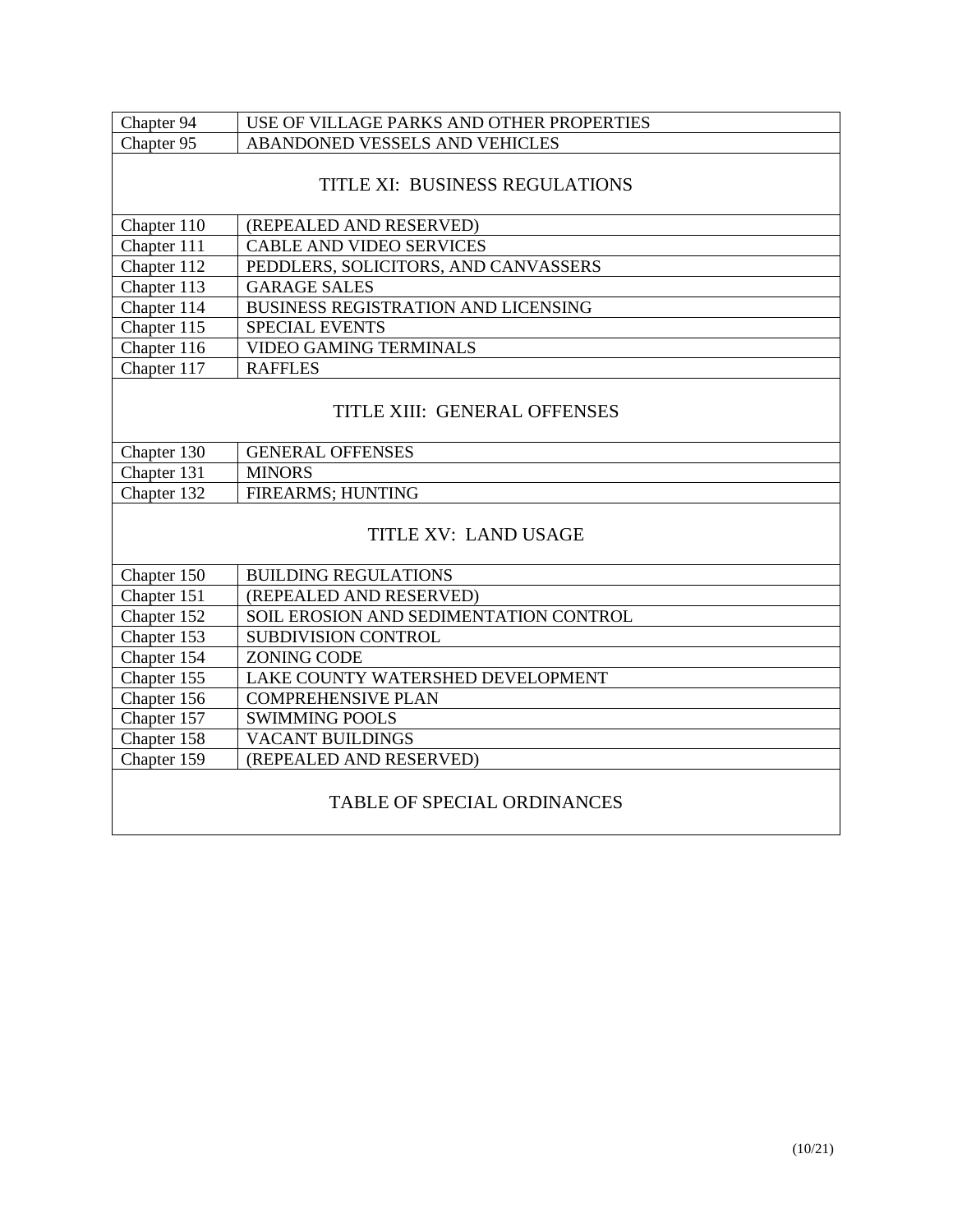| | |
|---|---|
| Chapter 94 | USE OF VILLAGE PARKS AND OTHER PROPERTIES |
| Chapter 95 | ABANDONED VESSELS AND VEHICLES |
| **TITLE XI: BUSINESS REGULATIONS** | |
| Chapter 110 | (REPEALED AND RESERVED) |
| Chapter 111 | CABLE AND VIDEO SERVICES |
| Chapter 112 | PEDDLERS, SOLICITORS, AND CANVASSERS |
| Chapter 113 | GARAGE SALES |
| Chapter 114 | BUSINESS REGISTRATION AND LICENSING |
| Chapter 115 | SPECIAL EVENTS |
| Chapter 116 | VIDEO GAMING TERMINALS |
| Chapter 117 | RAFFLES |
| **TITLE XIII: GENERAL OFFENSES** | |
| Chapter 130 | GENERAL OFFENSES |
| Chapter 131 | MINORS |
| Chapter 132 | FIREARMS; HUNTING |
| **TITLE XV: LAND USAGE** | |
| Chapter 150 | BUILDING REGULATIONS |
| Chapter 151 | (REPEALED AND RESERVED) |
| Chapter 152 | SOIL EROSION AND SEDIMENTATION CONTROL |
| Chapter 153 | SUBDIVISION CONTROL |
| Chapter 154 | ZONING CODE |
| Chapter 155 | LAKE COUNTY WATERSHED DEVELOPMENT |
| Chapter 156 | COMPREHENSIVE PLAN |
| Chapter 157 | SWIMMING POOLS |
| Chapter 158 | VACANT BUILDINGS |
| Chapter 159 | (REPEALED AND RESERVED) |
| **TABLE OF SPECIAL ORDINANCES** | |

(10/21)